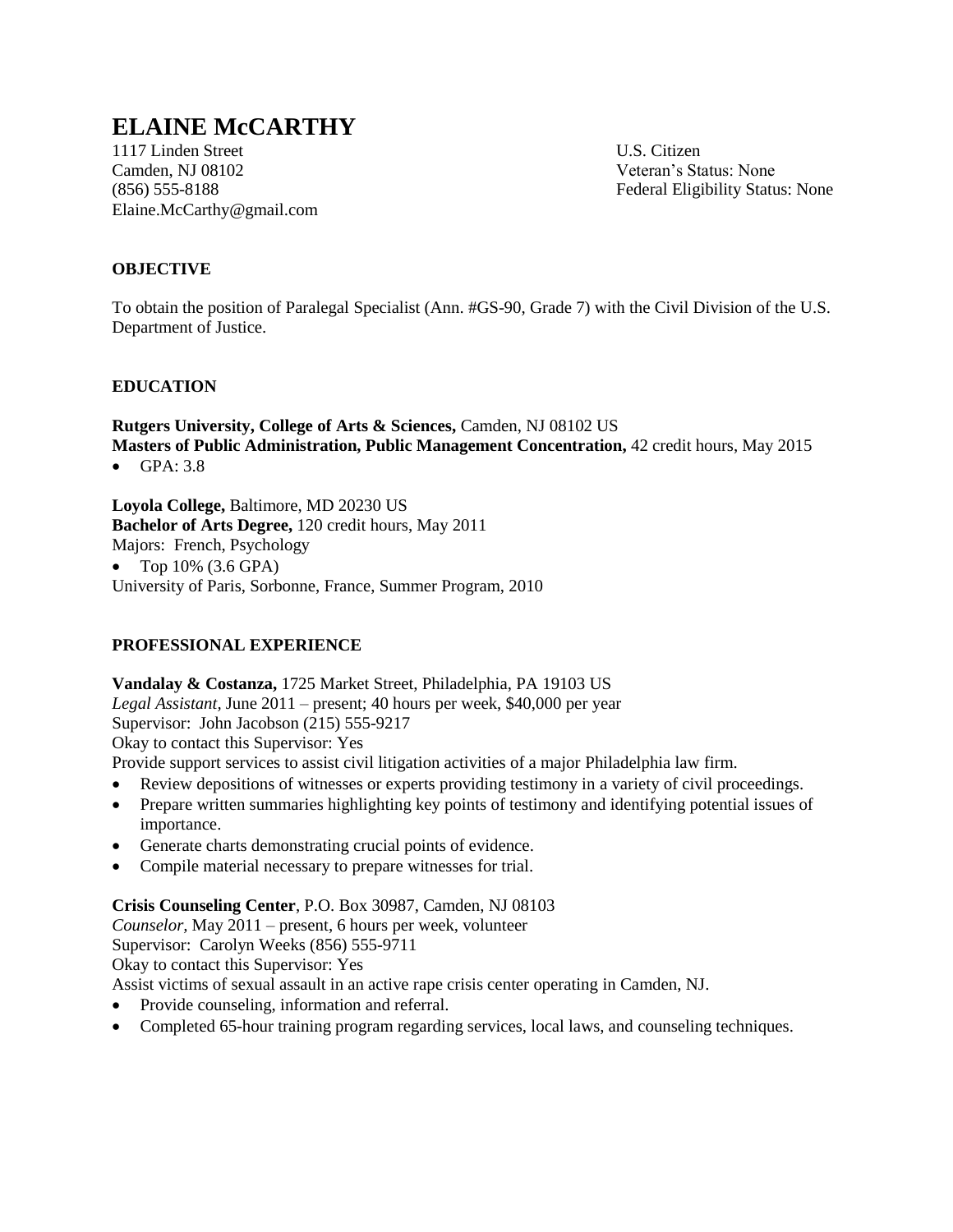# ELAINE McCARTHY

1117 Linden Street
Camden, NJ 08102
(856) 555-8188
Elaine.McCarthy@gmail.com

U.S. Citizen
Veteran's Status: None
Federal Eligibility Status: None

## OBJECTIVE

To obtain the position of Paralegal Specialist (Ann. #GS-90, Grade 7) with the Civil Division of the U.S. Department of Justice.

## EDUCATION

**Rutgers University, College of Arts & Sciences,** Camden, NJ 08102 US
**Masters of Public Administration, Public Management Concentration,** 42 credit hours, May 2015

- GPA: 3.8

**Loyola College,** Baltimore, MD 20230 US
**Bachelor of Arts Degree,** 120 credit hours, May 2011
Majors: French, Psychology

- Top 10% (3.6 GPA)

University of Paris, Sorbonne, France, Summer Program, 2010

## PROFESSIONAL EXPERIENCE

**Vandalay & Costanza,** 1725 Market Street, Philadelphia, PA 19103 US
*Legal Assistant*, June 2011 – present; 40 hours per week, $40,000 per year
Supervisor: John Jacobson (215) 555-9217
Okay to contact this Supervisor: Yes
Provide support services to assist civil litigation activities of a major Philadelphia law firm.

- Review depositions of witnesses or experts providing testimony in a variety of civil proceedings.
- Prepare written summaries highlighting key points of testimony and identifying potential issues of importance.
- Generate charts demonstrating crucial points of evidence.
- Compile material necessary to prepare witnesses for trial.

**Crisis Counseling Center**, P.O. Box 30987, Camden, NJ 08103
*Counselor*, May 2011 – present, 6 hours per week, volunteer
Supervisor: Carolyn Weeks (856) 555-9711
Okay to contact this Supervisor: Yes
Assist victims of sexual assault in an active rape crisis center operating in Camden, NJ.

- Provide counseling, information and referral.
- Completed 65-hour training program regarding services, local laws, and counseling techniques.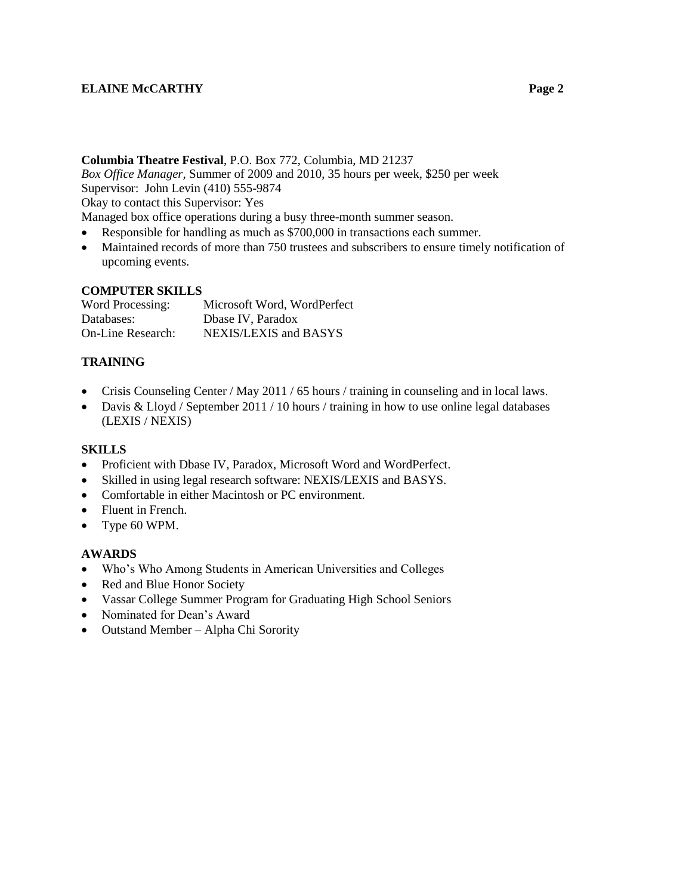**Columbia Theatre Festival**, P.O. Box 772, Columbia, MD 21237
*Box Office Manager*, Summer of 2009 and 2010, 35 hours per week, $250 per week
Supervisor: John Levin (410) 555-9874
Okay to contact this Supervisor: Yes
Managed box office operations during a busy three-month summer season.

- Responsible for handling as much as $700,000 in transactions each summer.
- Maintained records of more than 750 trustees and subscribers to ensure timely notification of upcoming events.

**COMPUTER SKILLS**

| | |
|---|---|
| Word Processing: | Microsoft Word, WordPerfect |
| Databases: | Dbase IV, Paradox |
| On-Line Research: | NEXIS/LEXIS and BASYS |

**TRAINING**

- Crisis Counseling Center / May 2011 / 65 hours / training in counseling and in local laws.
- Davis & Lloyd / September 2011 / 10 hours / training in how to use online legal databases (LEXIS / NEXIS)

**SKILLS**

- Proficient with Dbase IV, Paradox, Microsoft Word and WordPerfect.
- Skilled in using legal research software: NEXIS/LEXIS and BASYS.
- Comfortable in either Macintosh or PC environment.
- Fluent in French.
- Type 60 WPM.

**AWARDS**

- Who's Who Among Students in American Universities and Colleges
- Red and Blue Honor Society
- Vassar College Summer Program for Graduating High School Seniors
- Nominated for Dean's Award
- Outstand Member – Alpha Chi Sorority